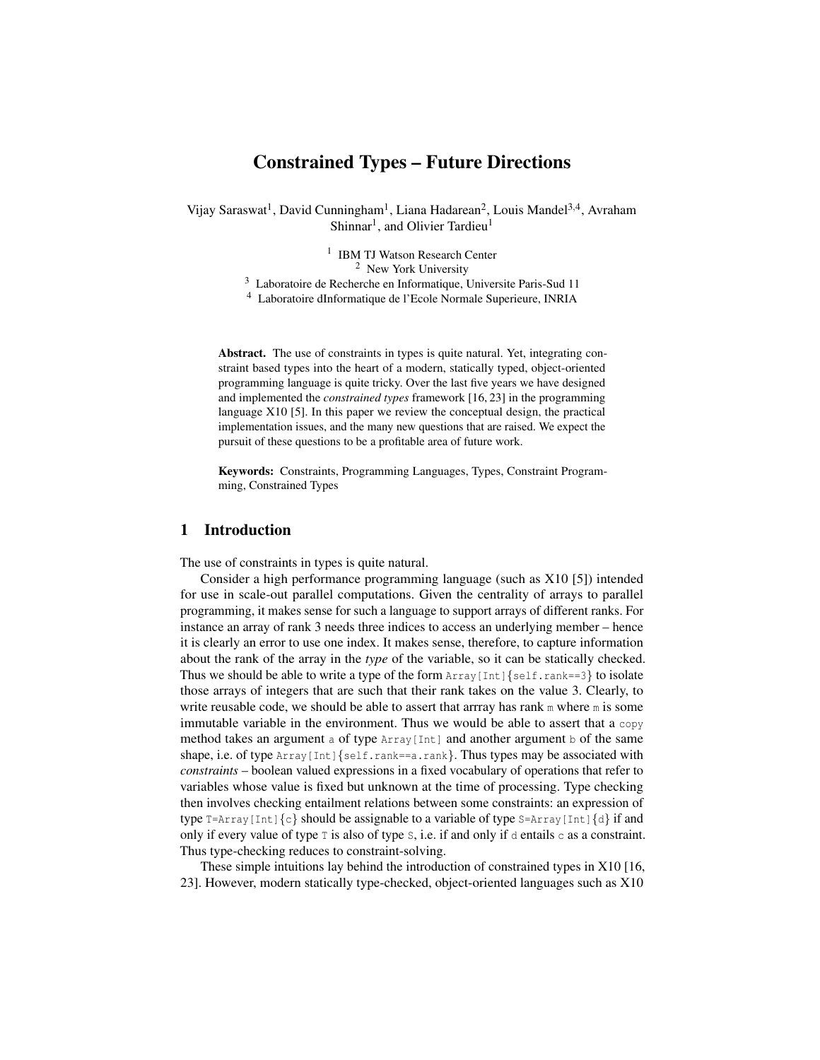# Constrained Types – Future Directions

Vijay Saraswat[1], David Cunningham[1], Liana Hadarean[2], Louis Mandel[3,4], Avraham Shinnar[1], and Olivier Tardieu[1]

[1] IBM TJ Watson Research Center
[2] New York University
[3] Laboratoire de Recherche en Informatique, Universite Paris-Sud 11
[4] Laboratoire dInformatique de l'Ecole Normale Superieure, INRIA

**Abstract.** The use of constraints in types is quite natural. Yet, integrating constraint based types into the heart of a modern, statically typed, object-oriented programming language is quite tricky. Over the last five years we have designed and implemented the *constrained types* framework [16, 23] in the programming language X10 [5]. In this paper we review the conceptual design, the practical implementation issues, and the many new questions that are raised. We expect the pursuit of these questions to be a profitable area of future work.

**Keywords:** Constraints, Programming Languages, Types, Constraint Programming, Constrained Types

## 1 Introduction

The use of constraints in types is quite natural.

Consider a high performance programming language (such as X10 [5]) intended for use in scale-out parallel computations. Given the centrality of arrays to parallel programming, it makes sense for such a language to support arrays of different ranks. For instance an array of rank 3 needs three indices to access an underlying member – hence it is clearly an error to use one index. It makes sense, therefore, to capture information about the rank of the array in the *type* of the variable, so it can be statically checked. Thus we should be able to write a type of the form `Array[Int]{self.rank==3}` to isolate those arrays of integers that are such that their rank takes on the value 3. Clearly, to write reusable code, we should be able to assert that arrray has rank `m` where `m` is some immutable variable in the environment. Thus we would be able to assert that a `copy` method takes an argument `a` of type `Array[Int]` and another argument `b` of the same shape, i.e. of type `Array[Int]{self.rank==a.rank}`. Thus types may be associated with *constraints* – boolean valued expressions in a fixed vocabulary of operations that refer to variables whose value is fixed but unknown at the time of processing. Type checking then involves checking entailment relations between some constraints: an expression of type `T=Array[Int]{c}` should be assignable to a variable of type `S=Array[Int]{d}` if and only if every value of type `T` is also of type `S`, i.e. if and only if `d` entails `c` as a constraint. Thus type-checking reduces to constraint-solving.

These simple intuitions lay behind the introduction of constrained types in X10 [16, 23]. However, modern statically type-checked, object-oriented languages such as X10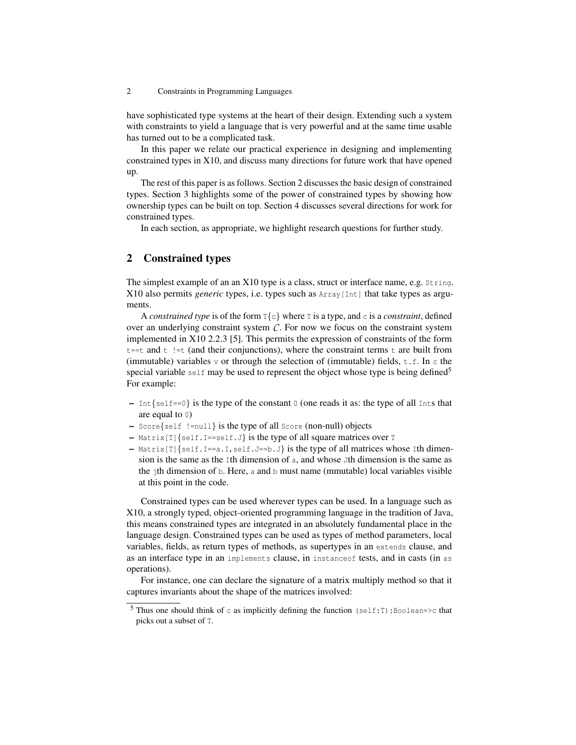have sophisticated type systems at the heart of their design. Extending such a system with constraints to yield a language that is very powerful and at the same time usable has turned out to be a complicated task.

In this paper we relate our practical experience in designing and implementing constrained types in X10, and discuss many directions for future work that have opened up.

The rest of this paper is as follows. Section 2 discusses the basic design of constrained types. Section 3 highlights some of the power of constrained types by showing how ownership types can be built on top. Section 4 discusses several directions for work for constrained types.

In each section, as appropriate, we highlight research questions for further study.

## 2 Constrained types

The simplest example of an an X10 type is a class, struct or interface name, e.g. `String`. X10 also permits *generic* types, i.e. types such as `Array[Int]` that take types as arguments.

A *constrained type* is of the form `T{c}` where `T` is a type, and `c` is a *constraint*, defined over an underlying constraint system $\mathcal{C}$. For now we focus on the constraint system implemented in X10 2.2.3 [5]. This permits the expression of constraints of the form `t==t` and `t !=t` (and their conjunctions), where the constraint terms `t` are built from (immutable) variables `v` or through the selection of (immutable) fields, `t.f`. In `c` the special variable `self` may be used to represent the object whose type is being defined[5] For example:

- `Int{self==0}` is the type of the constant `0` (one reads it as: the type of all `Int`s that are equal to `0`)
- `Score{self !=null}` is the type of all `Score` (non-null) objects
- `Matrix[T]{self.I==self.J}` is the type of all square matrices over `T`
- `Matrix[T]{self.I==a.I,self.J==b.J}` is the type of all matrices whose `I`th dimension is the same as the `I`th dimension of `a`, and whose `J`th dimension is the same as the `j`th dimension of `b`. Here, `a` and `b` must name (mmutable) local variables visible at this point in the code.

Constrained types can be used wherever types can be used. In a language such as X10, a strongly typed, object-oriented programming language in the tradition of Java, this means constrained types are integrated in an absolutely fundamental place in the language design. Constrained types can be used as types of method parameters, local variables, fields, as return types of methods, as supertypes in an `extends` clause, and as an interface type in an `implements` clause, in `instanceof` tests, and in casts (in `as` operations).

For instance, one can declare the signature of a matrix multiply method so that it captures invariants about the shape of the matrices involved:

---

[5] Thus one should think of `c` as implicitly defining the function `(self:T):Boolean=>c` that picks out a subset of `T`.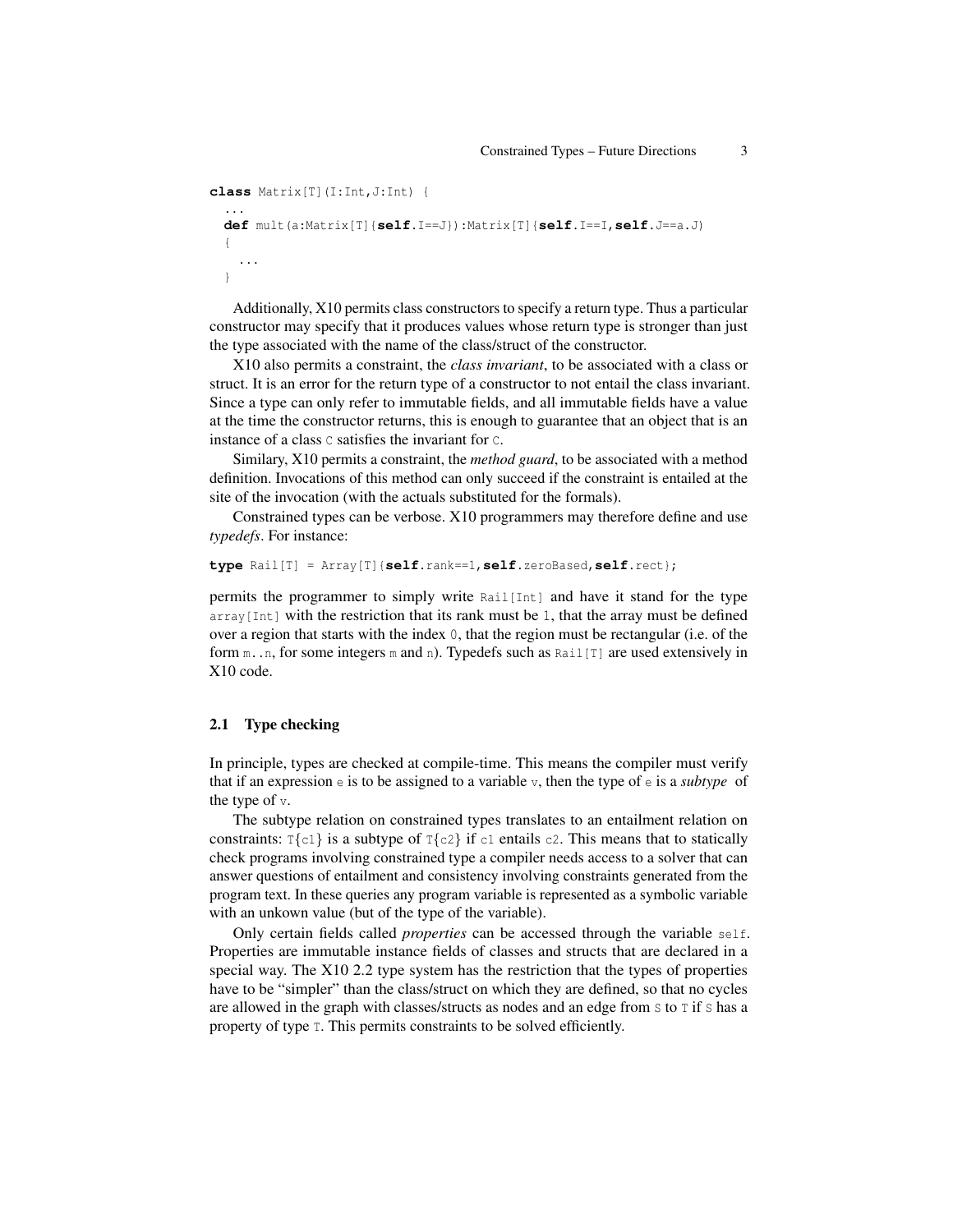```
class Matrix[T](I:Int,J:Int) {
  ...
  def mult(a:Matrix[T]{self.I==J}):Matrix[T]{self.I==I,self.J==a.J)
  {
    ...
  }
```

Additionally, X10 permits class constructors to specify a return type. Thus a particular constructor may specify that it produces values whose return type is stronger than just the type associated with the name of the class/struct of the constructor.

X10 also permits a constraint, the *class invariant*, to be associated with a class or struct. It is an error for the return type of a constructor to not entail the class invariant. Since a type can only refer to immutable fields, and all immutable fields have a value at the time the constructor returns, this is enough to guarantee that an object that is an instance of a class `C` satisfies the invariant for `C`.

Similary, X10 permits a constraint, the *method guard*, to be associated with a method definition. Invocations of this method can only succeed if the constraint is entailed at the site of the invocation (with the actuals substituted for the formals).

Constrained types can be verbose. X10 programmers may therefore define and use *typedefs*. For instance:

```
type Rail[T] = Array[T]{self.rank==1,self.zeroBased,self.rect};
```

permits the programmer to simply write `Rail[Int]` and have it stand for the type `array[Int]` with the restriction that its rank must be 1, that the array must be defined over a region that starts with the index `0`, that the region must be rectangular (i.e. of the form `m..n`, for some integers `m` and `n`). Typedefs such as `Rail[T]` are used extensively in X10 code.

## 2.1 Type checking

In principle, types are checked at compile-time. This means the compiler must verify that if an expression `e` is to be assigned to a variable `v`, then the type of `e` is a *subtype* of the type of `v`.

The subtype relation on constrained types translates to an entailment relation on constraints: `T{c1}` is a subtype of `T{c2}` if `c1` entails `c2`. This means that to statically check programs involving constrained type a compiler needs access to a solver that can answer questions of entailment and consistency involving constraints generated from the program text. In these queries any program variable is represented as a symbolic variable with an unkown value (but of the type of the variable).

Only certain fields called *properties* can be accessed through the variable `self`. Properties are immutable instance fields of classes and structs that are declared in a special way. The X10 2.2 type system has the restriction that the types of properties have to be "simpler" than the class/struct on which they are defined, so that no cycles are allowed in the graph with classes/structs as nodes and an edge from `S` to `T` if `S` has a property of type `T`. This permits constraints to be solved efficiently.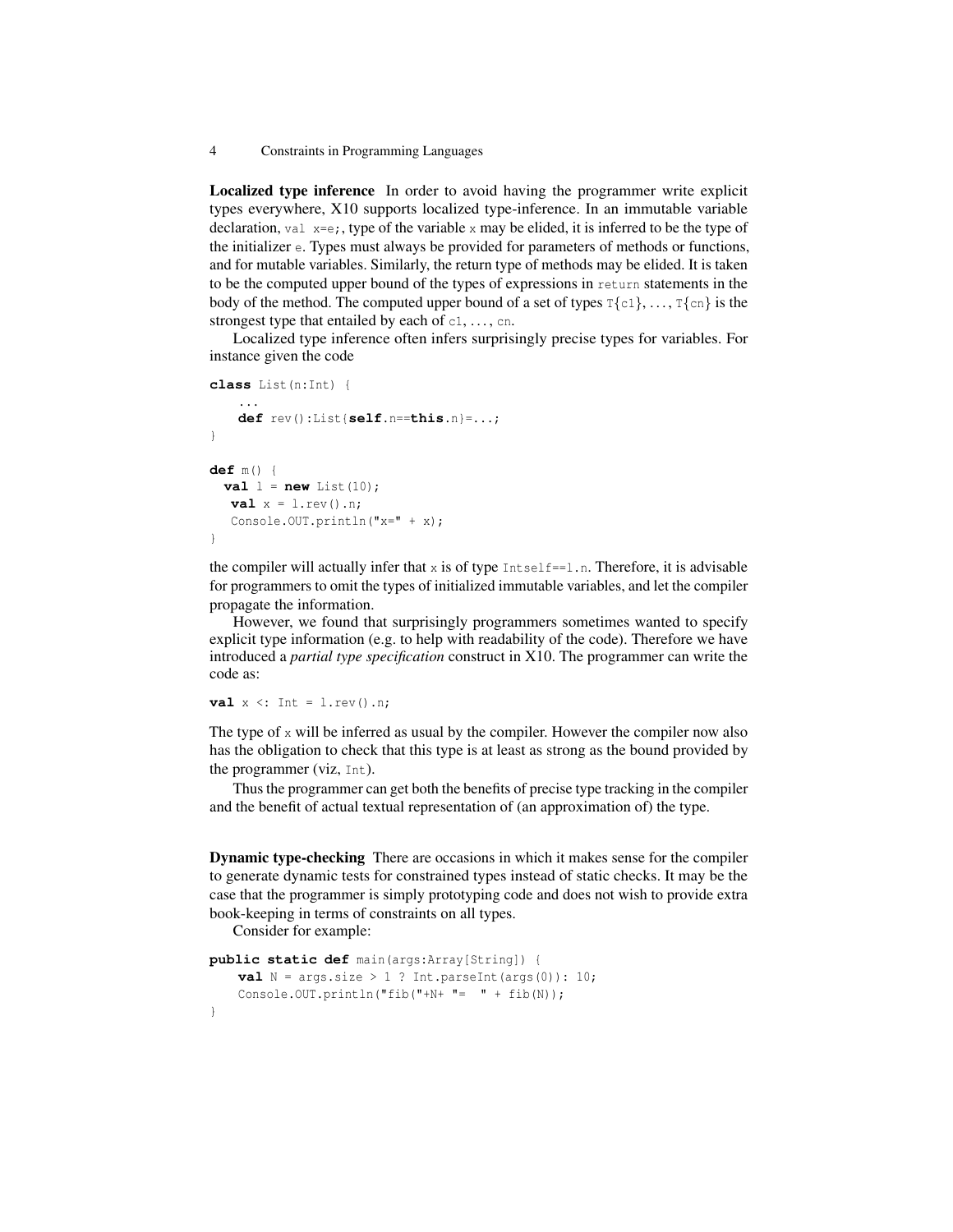**Localized type inference** In order to avoid having the programmer write explicit types everywhere, X10 supports localized type-inference. In an immutable variable declaration, `val x=e;`, type of the variable `x` may be elided, it is inferred to be the type of the initializer `e`. Types must always be provided for parameters of methods or functions, and for mutable variables. Similarly, the return type of methods may be elided. It is taken to be the computed upper bound of the types of expressions in `return` statements in the body of the method. The computed upper bound of a set of types `T{c1}`, ..., `T{cn}` is the strongest type that entailed by each of `c1`, ..., `cn`.

Localized type inference often infers surprisingly precise types for variables. For instance given the code

```
class List(n:Int) {
    ...
    def rev():List{self.n==this.n}=...;
}

def m() {
  val l = new List(10);
   val x = l.rev().n;
   Console.OUT.println("x=" + x);
}
```

the compiler will actually infer that `x` is of type `Intself==l.n`. Therefore, it is advisable for programmers to omit the types of initialized immutable variables, and let the compiler propagate the information.

However, we found that surprisingly programmers sometimes wanted to specify explicit type information (e.g. to help with readability of the code). Therefore we have introduced a *partial type specification* construct in X10. The programmer can write the code as:

```
val x <: Int = l.rev().n;
```

The type of `x` will be inferred as usual by the compiler. However the compiler now also has the obligation to check that this type is at least as strong as the bound provided by the programmer (viz, `Int`).

Thus the programmer can get both the benefits of precise type tracking in the compiler and the benefit of actual textual representation of (an approximation of) the type.

**Dynamic type-checking** There are occasions in which it makes sense for the compiler to generate dynamic tests for constrained types instead of static checks. It may be the case that the programmer is simply prototyping code and does not wish to provide extra book-keeping in terms of constraints on all types.

Consider for example:

```
public static def main(args:Array[String]) {
    val N = args.size > 1 ? Int.parseInt(args(0)): 10;
    Console.OUT.println("fib("+N+ "=  " + fib(N));
}
```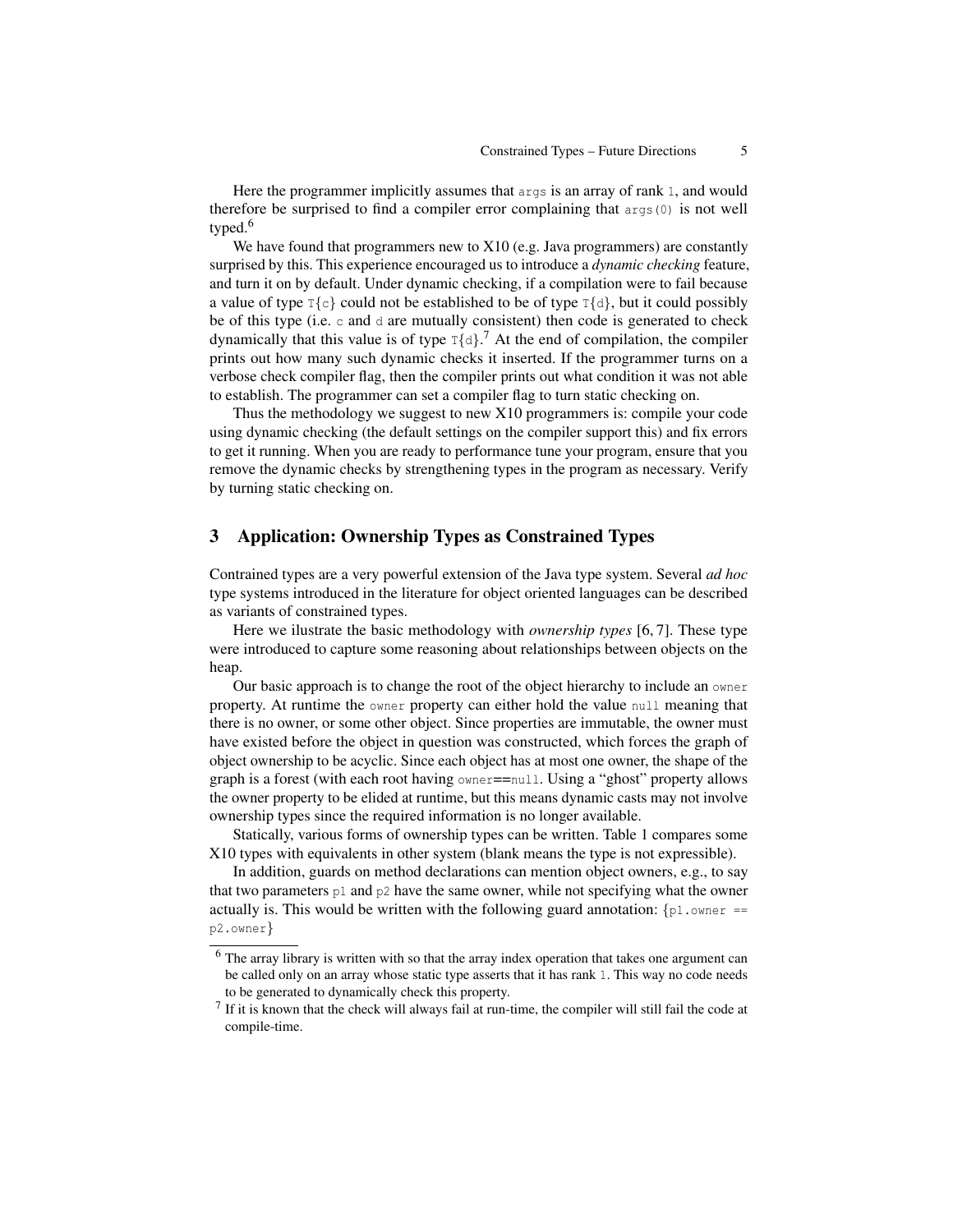Here the programmer implicitly assumes that `args` is an array of rank `1`, and would therefore be surprised to find a compiler error complaining that `args(0)` is not well typed.[6]

We have found that programmers new to X10 (e.g. Java programmers) are constantly surprised by this. This experience encouraged us to introduce a *dynamic checking* feature, and turn it on by default. Under dynamic checking, if a compilation were to fail because a value of type `T{c}` could not be established to be of type `T{d}`, but it could possibly be of this type (i.e. `c` and `d` are mutually consistent) then code is generated to check dynamically that this value is of type `T{d}`.[7] At the end of compilation, the compiler prints out how many such dynamic checks it inserted. If the programmer turns on a verbose check compiler flag, then the compiler prints out what condition it was not able to establish. The programmer can set a compiler flag to turn static checking on.

Thus the methodology we suggest to new X10 programmers is: compile your code using dynamic checking (the default settings on the compiler support this) and fix errors to get it running. When you are ready to performance tune your program, ensure that you remove the dynamic checks by strengthening types in the program as necessary. Verify by turning static checking on.

## 3 Application: Ownership Types as Constrained Types

Contrained types are a very powerful extension of the Java type system. Several *ad hoc* type systems introduced in the literature for object oriented languages can be described as variants of constrained types.

Here we ilustrate the basic methodology with *ownership types* [6, 7]. These type were introduced to capture some reasoning about relationships between objects on the heap.

Our basic approach is to change the root of the object hierarchy to include an `owner` property. At runtime the `owner` property can either hold the value `null` meaning that there is no owner, or some other object. Since properties are immutable, the owner must have existed before the object in question was constructed, which forces the graph of object ownership to be acyclic. Since each object has at most one owner, the shape of the graph is a forest (with each root having `owner==null`. Using a "ghost" property allows the owner property to be elided at runtime, but this means dynamic casts may not involve ownership types since the required information is no longer available.

Statically, various forms of ownership types can be written. Table 1 compares some X10 types with equivalents in other system (blank means the type is not expressible).

In addition, guards on method declarations can mention object owners, e.g., to say that two parameters `p1` and `p2` have the same owner, while not specifying what the owner actually is. This would be written with the following guard annotation: `{p1.owner == p2.owner}`

[6] The array library is written with so that the array index operation that takes one argument can be called only on an array whose static type asserts that it has rank `1`. This way no code needs to be generated to dynamically check this property.

[7] If it is known that the check will always fail at run-time, the compiler will still fail the code at compile-time.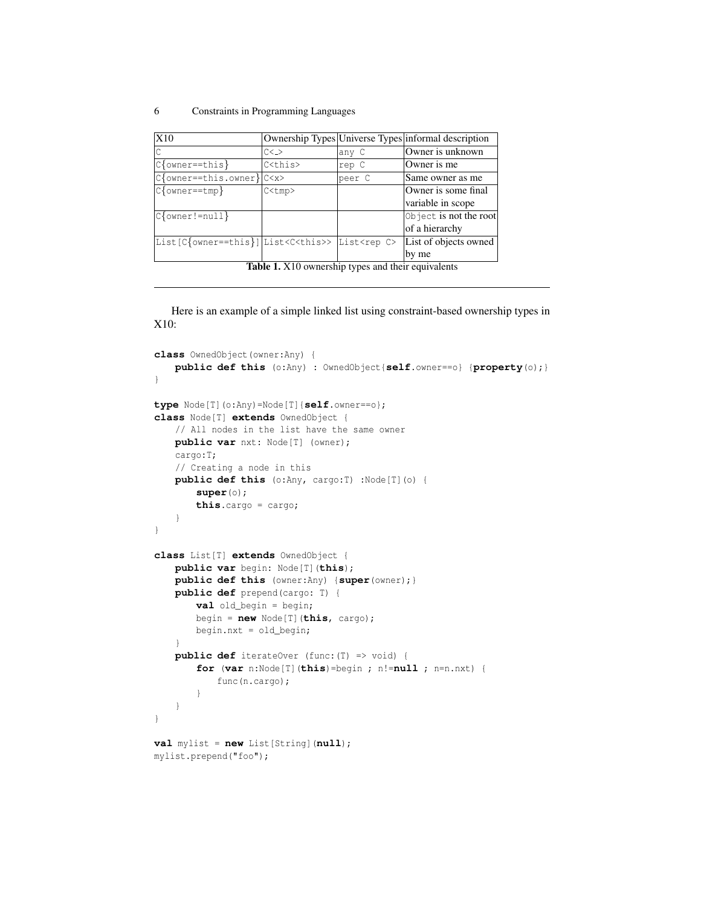| X10 | Ownership Types | Universe Types | informal description |
|---|---|---|---|
| C | C<_> | any C | Owner is unknown |
| C{owner==this} | C<this> | rep C | Owner is me |
| C{owner==this.owner} | C<x> | peer C | Same owner as me |
| C{owner==tmp} | C<tmp> | | Owner is some final variable in scope |
| C{owner!=null} | | | Object is not the root of a hierarchy |
| List[C{owner==this}] | List<C<this>> | List<rep C> | List of objects owned by me |

**Table 1.** X10 ownership types and their equivalents

Here is an example of a simple linked list using constraint-based ownership types in X10:

```
class OwnedObject(owner:Any) {
    public def this (o:Any) : OwnedObject{self.owner==o} {property(o);}
}

type Node[T](o:Any)=Node[T]{self.owner==o};
class Node[T] extends OwnedObject {
    // All nodes in the list have the same owner
    public var nxt: Node[T] (owner);
    cargo:T;
    // Creating a node in this
    public def this (o:Any, cargo:T) :Node[T](o) {
        super(o);
        this.cargo = cargo;
    }
}

class List[T] extends OwnedObject {
    public var begin: Node[T](this);
    public def this (owner:Any) {super(owner);}
    public def prepend(cargo: T) {
        val old_begin = begin;
        begin = new Node[T](this, cargo);
        begin.nxt = old_begin;
    }
    public def iterateOver (func:(T) => void) {
        for (var n:Node[T](this)=begin ; n!=null ; n=n.nxt) {
            func(n.cargo);
        }
    }
}

val mylist = new List[String](null);
mylist.prepend("foo");
```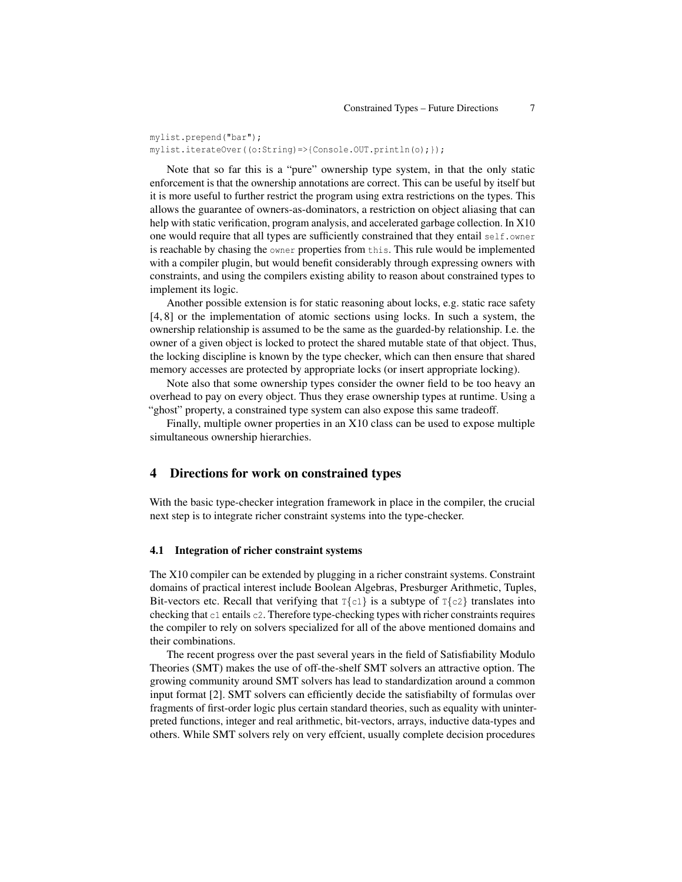```
mylist.prepend("bar");
mylist.iterateOver((o:String)=>{Console.OUT.println(o);});
```

Note that so far this is a "pure" ownership type system, in that the only static enforcement is that the ownership annotations are correct. This can be useful by itself but it is more useful to further restrict the program using extra restrictions on the types. This allows the guarantee of owners-as-dominators, a restriction on object aliasing that can help with static verification, program analysis, and accelerated garbage collection. In X10 one would require that all types are sufficiently constrained that they entail `self.owner` is reachable by chasing the `owner` properties from `this`. This rule would be implemented with a compiler plugin, but would benefit considerably through expressing owners with constraints, and using the compilers existing ability to reason about constrained types to implement its logic.

Another possible extension is for static reasoning about locks, e.g. static race safety [4, 8] or the implementation of atomic sections using locks. In such a system, the ownership relationship is assumed to be the same as the guarded-by relationship. I.e. the owner of a given object is locked to protect the shared mutable state of that object. Thus, the locking discipline is known by the type checker, which can then ensure that shared memory accesses are protected by appropriate locks (or insert appropriate locking).

Note also that some ownership types consider the owner field to be too heavy an overhead to pay on every object. Thus they erase ownership types at runtime. Using a "ghost" property, a constrained type system can also expose this same tradeoff.

Finally, multiple owner properties in an X10 class can be used to expose multiple simultaneous ownership hierarchies.

## 4 Directions for work on constrained types

With the basic type-checker integration framework in place in the compiler, the crucial next step is to integrate richer constraint systems into the type-checker.

### 4.1 Integration of richer constraint systems

The X10 compiler can be extended by plugging in a richer constraint systems. Constraint domains of practical interest include Boolean Algebras, Presburger Arithmetic, Tuples, Bit-vectors etc. Recall that verifying that `T{c1}` is a subtype of `T{c2}` translates into checking that `c1` entails `c2`. Therefore type-checking types with richer constraints requires the compiler to rely on solvers specialized for all of the above mentioned domains and their combinations.

The recent progress over the past several years in the field of Satisfiability Modulo Theories (SMT) makes the use of off-the-shelf SMT solvers an attractive option. The growing community around SMT solvers has lead to standardization around a common input format [2]. SMT solvers can efficiently decide the satisfiabilty of formulas over fragments of first-order logic plus certain standard theories, such as equality with uninterpreted functions, integer and real arithmetic, bit-vectors, arrays, inductive data-types and others. While SMT solvers rely on very effcient, usually complete decision procedures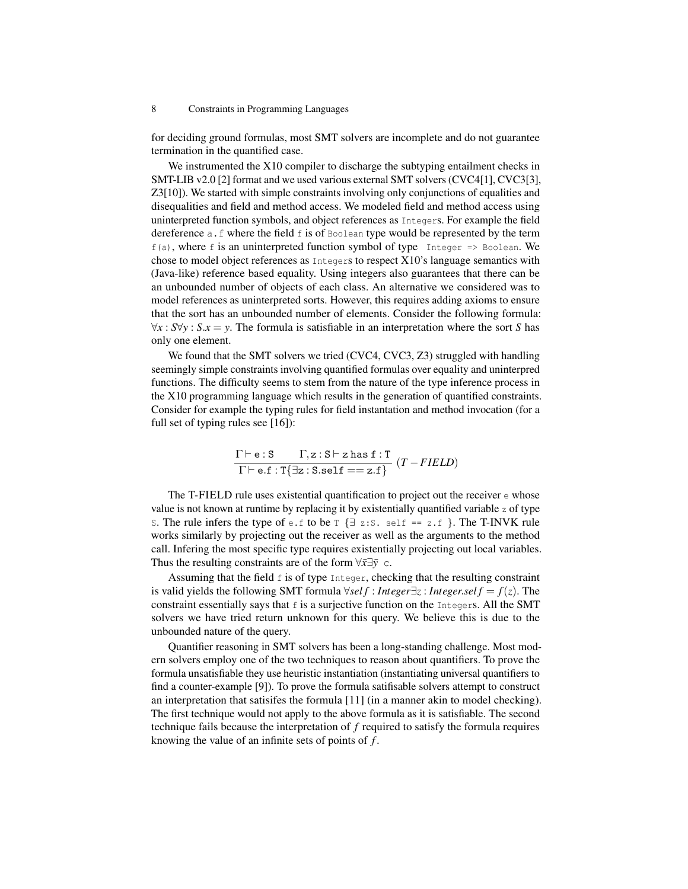for deciding ground formulas, most SMT solvers are incomplete and do not guarantee termination in the quantified case.

We instrumented the X10 compiler to discharge the subtyping entailment checks in SMT-LIB v2.0 [2] format and we used various external SMT solvers (CVC4[1], CVC3[3], Z3[10]). We started with simple constraints involving only conjunctions of equalities and disequalities and field and method access. We modeled field and method access using uninterpreted function symbols, and object references as `Integer`s. For example the field dereference `a.f` where the field `f` is of `Boolean` type would be represented by the term `f(a)`, where `f` is an uninterpreted function symbol of type `Integer => Boolean`. We chose to model object references as `Integer`s to respect X10's language semantics with (Java-like) reference based equality. Using integers also guarantees that there can be an unbounded number of objects of each class. An alternative we considered was to model references as uninterpreted sorts. However, this requires adding axioms to ensure that the sort has an unbounded number of elements. Consider the following formula: $\forall x : S \forall y : S. x = y$. The formula is satisfiable in an interpretation where the sort $S$ has only one element.

We found that the SMT solvers we tried (CVC4, CVC3, Z3) struggled with handling seemingly simple constraints involving quantified formulas over equality and uninterpred functions. The difficulty seems to stem from the nature of the type inference process in the X10 programming language which results in the generation of quantified constraints. Consider for example the typing rules for field instantation and method invocation (for a full set of typing rules see [16]):

$$\frac{\Gamma \vdash \mathtt{e : S} \qquad \Gamma, \mathtt{z : S} \vdash \mathtt{z\ has\ f : T}}{\Gamma \vdash \mathtt{e.f : T\{\exists z : S.self == z.f\}}} \ (T-FIELD)$$

The T-FIELD rule uses existential quantification to project out the receiver `e` whose value is not known at runtime by replacing it by existentially quantified variable `z` of type `S`. The rule infers the type of `e.f` to be `T {∃ z:S. self == z.f }`. The T-INVK rule works similarly by projecting out the receiver as well as the arguments to the method call. Infering the most specific type requires existentially projecting out local variables. Thus the resulting constraints are of the form $\forall \bar{x} \exists \bar{y}$ `c`.

Assuming that the field `f` is of type `Integer`, checking that the resulting constraint is valid yields the following SMT formula $\forall self : Integer \exists z : Integer. self = f(z)$. The constraint essentially says that `f` is a surjective function on the `Integer`s. All the SMT solvers we have tried return unknown for this query. We believe this is due to the unbounded nature of the query.

Quantifier reasoning in SMT solvers has been a long-standing challenge. Most modern solvers employ one of the two techniques to reason about quantifiers. To prove the formula unsatisfiable they use heuristic instantiation (instantiating universal quantifiers to find a counter-example [9]). To prove the formula satifisable solvers attempt to construct an interpretation that satisifes the formula [11] (in a manner akin to model checking). The first technique would not apply to the above formula as it is satisfiable. The second technique fails because the interpretation of $f$ required to satisfy the formula requires knowing the value of an infinite sets of points of $f$.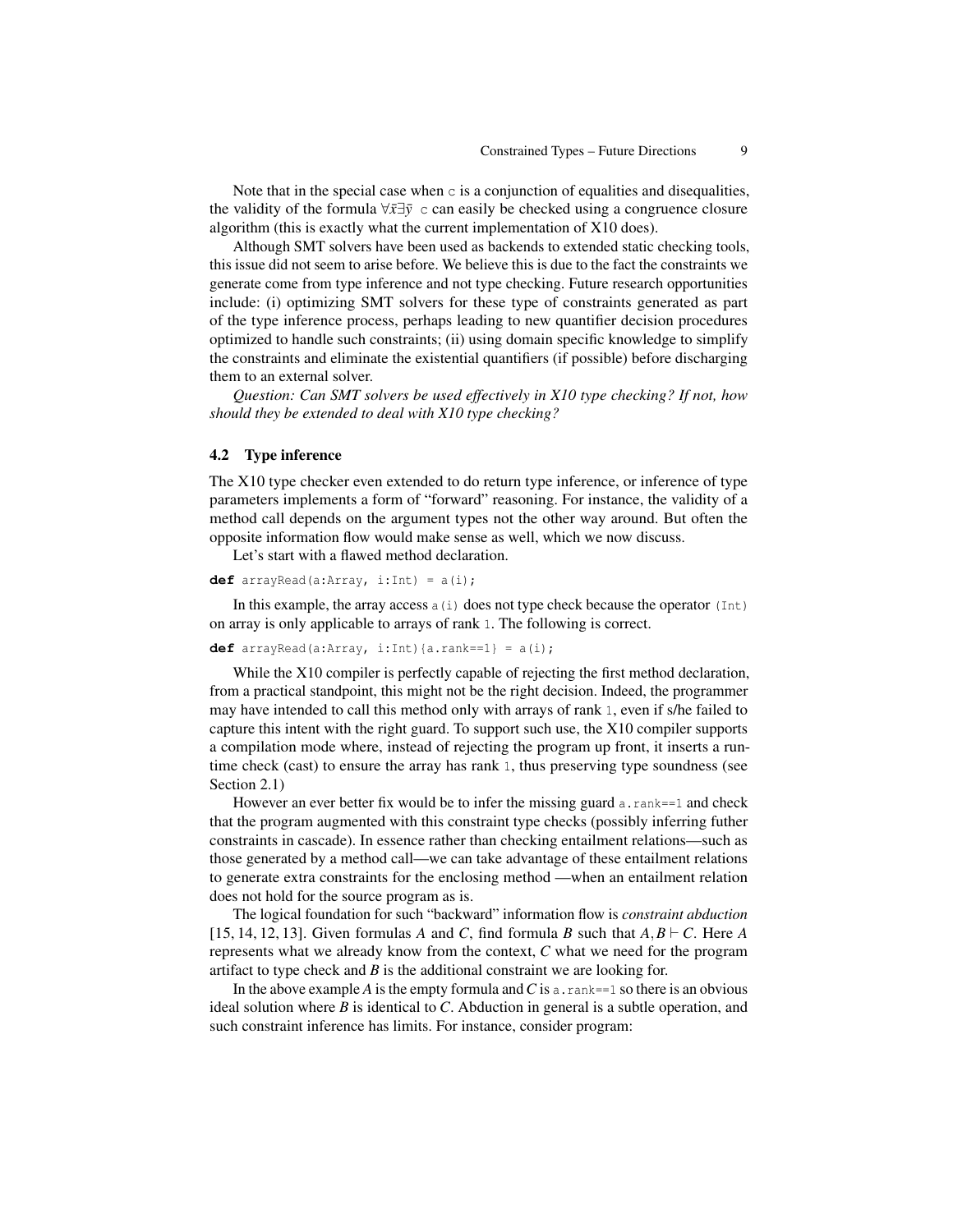Note that in the special case when `c` is a conjunction of equalities and disequalities, the validity of the formula $\forall\bar{x}\exists\bar{y}$ `c` can easily be checked using a congruence closure algorithm (this is exactly what the current implementation of X10 does).

Although SMT solvers have been used as backends to extended static checking tools, this issue did not seem to arise before. We believe this is due to the fact the constraints we generate come from type inference and not type checking. Future research opportunities include: (i) optimizing SMT solvers for these type of constraints generated as part of the type inference process, perhaps leading to new quantifier decision procedures optimized to handle such constraints; (ii) using domain specific knowledge to simplify the constraints and eliminate the existential quantifiers (if possible) before discharging them to an external solver.

*Question: Can SMT solvers be used effectively in X10 type checking? If not, how should they be extended to deal with X10 type checking?*

### 4.2 Type inference

The X10 type checker even extended to do return type inference, or inference of type parameters implements a form of "forward" reasoning. For instance, the validity of a method call depends on the argument types not the other way around. But often the opposite information flow would make sense as well, which we now discuss.

Let's start with a flawed method declaration.

```
def arrayRead(a:Array, i:Int) = a(i);
```

In this example, the array access `a(i)` does not type check because the operator `(Int)` on array is only applicable to arrays of rank `1`. The following is correct.

```
def arrayRead(a:Array, i:Int){a.rank==1} = a(i);
```

While the X10 compiler is perfectly capable of rejecting the first method declaration, from a practical standpoint, this might not be the right decision. Indeed, the programmer may have intended to call this method only with arrays of rank `1`, even if s/he failed to capture this intent with the right guard. To support such use, the X10 compiler supports a compilation mode where, instead of rejecting the program up front, it inserts a runtime check (cast) to ensure the array has rank `1`, thus preserving type soundness (see Section 2.1)

However an ever better fix would be to infer the missing guard `a.rank==1` and check that the program augmented with this constraint type checks (possibly inferring futher constraints in cascade). In essence rather than checking entailment relations—such as those generated by a method call—we can take advantage of these entailment relations to generate extra constraints for the enclosing method —when an entailment relation does not hold for the source program as is.

The logical foundation for such "backward" information flow is *constraint abduction* [15, 14, 12, 13]. Given formulas $A$ and $C$, find formula $B$ such that $A, B \vdash C$. Here $A$ represents what we already know from the context, $C$ what we need for the program artifact to type check and $B$ is the additional constraint we are looking for.

In the above example $A$ is the empty formula and $C$ is `a.rank==1` so there is an obvious ideal solution where $B$ is identical to $C$. Abduction in general is a subtle operation, and such constraint inference has limits. For instance, consider program: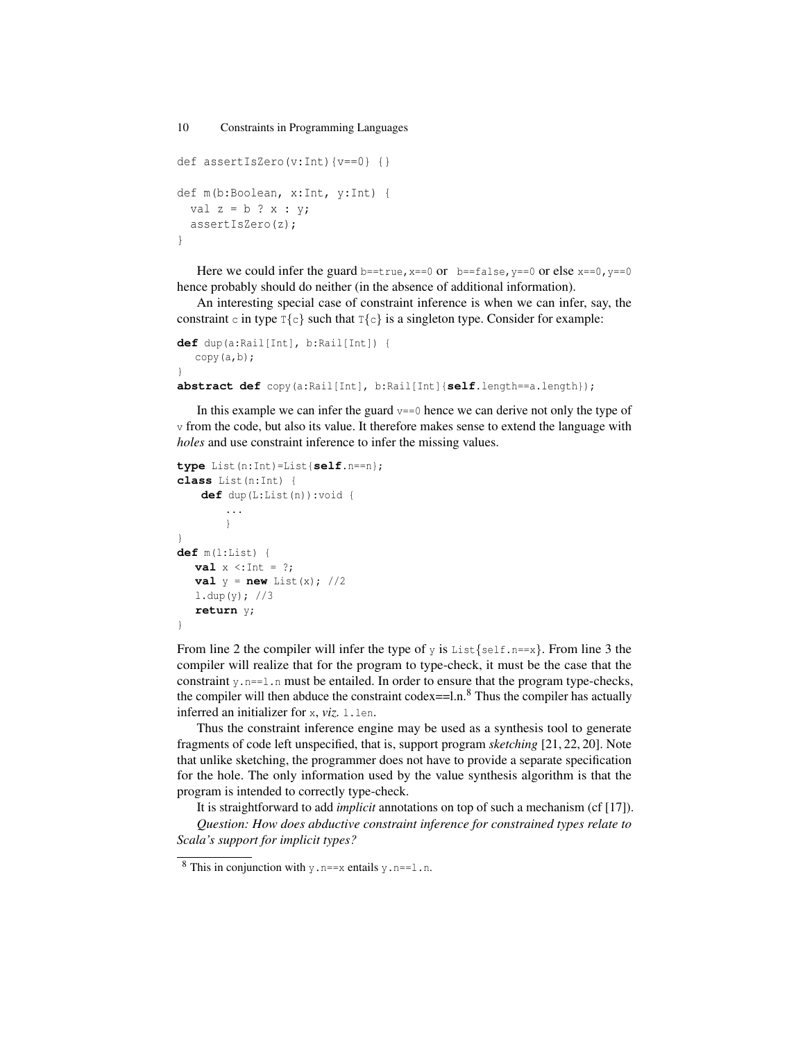```
def assertIsZero(v:Int){v==0} {}

def m(b:Boolean, x:Int, y:Int) {
  val z = b ? x : y;
  assertIsZero(z);
}
```

Here we could infer the guard `b==true,x==0` or `b==false,y==0` or else `x==0,y==0` hence probably should do neither (in the absence of additional information).

An interesting special case of constraint inference is when we can infer, say, the constraint `c` in type `T{c}` such that `T{c}` is a singleton type. Consider for example:

```
def dup(a:Rail[Int], b:Rail[Int]) {
   copy(a,b);
}
abstract def copy(a:Rail[Int], b:Rail[Int]{self.length==a.length});
```

In this example we can infer the guard `v==0` hence we can derive not only the type of `v` from the code, but also its value. It therefore makes sense to extend the language with *holes* and use constraint inference to infer the missing values.

```
type List(n:Int)=List{self.n==n};
class List(n:Int) {
    def dup(L:List(n)):void {
        ...
        }
}
def m(l:List) {
   val x <:Int = ?;
   val y = new List(x); //2
   l.dup(y); //3
   return y;
}
```

From line 2 the compiler will infer the type of `y` is `List{self.n==x}`. From line 3 the compiler will realize that for the program to type-check, it must be the case that the constraint `y.n==l.n` must be entailed. In order to ensure that the program type-checks, the compiler will then abduce the constraint codex==l.n.[8] Thus the compiler has actually inferred an initializer for `x`, *viz.* `l.len`.

Thus the constraint inference engine may be used as a synthesis tool to generate fragments of code left unspecified, that is, support program *sketching* [21, 22, 20]. Note that unlike sketching, the programmer does not have to provide a separate specification for the hole. The only information used by the value synthesis algorithm is that the program is intended to correctly type-check.

It is straightforward to add *implicit* annotations on top of such a mechanism (cf [17]).

*Question: How does abductive constraint inference for constrained types relate to Scala's support for implicit types?*

[8] This in conjunction with `y.n==x` entails `y.n==l.n`.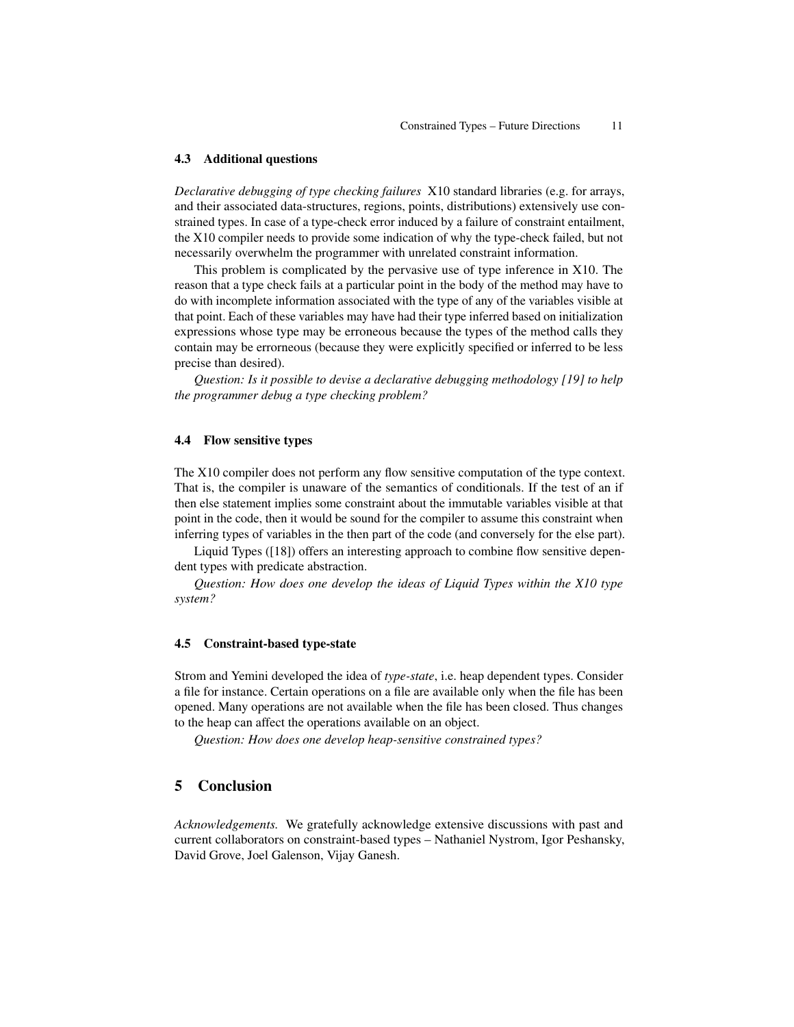### 4.3 Additional questions

*Declarative debugging of type checking failures* X10 standard libraries (e.g. for arrays, and their associated data-structures, regions, points, distributions) extensively use constrained types. In case of a type-check error induced by a failure of constraint entailment, the X10 compiler needs to provide some indication of why the type-check failed, but not necessarily overwhelm the programmer with unrelated constraint information.

This problem is complicated by the pervasive use of type inference in X10. The reason that a type check fails at a particular point in the body of the method may have to do with incomplete information associated with the type of any of the variables visible at that point. Each of these variables may have had their type inferred based on initialization expressions whose type may be erroneous because the types of the method calls they contain may be errorneous (because they were explicitly specified or inferred to be less precise than desired).

*Question: Is it possible to devise a declarative debugging methodology [19] to help the programmer debug a type checking problem?*

### 4.4 Flow sensitive types

The X10 compiler does not perform any flow sensitive computation of the type context. That is, the compiler is unaware of the semantics of conditionals. If the test of an if then else statement implies some constraint about the immutable variables visible at that point in the code, then it would be sound for the compiler to assume this constraint when inferring types of variables in the then part of the code (and conversely for the else part).

Liquid Types ([18]) offers an interesting approach to combine flow sensitive dependent types with predicate abstraction.

*Question: How does one develop the ideas of Liquid Types within the X10 type system?*

### 4.5 Constraint-based type-state

Strom and Yemini developed the idea of *type-state*, i.e. heap dependent types. Consider a file for instance. Certain operations on a file are available only when the file has been opened. Many operations are not available when the file has been closed. Thus changes to the heap can affect the operations available on an object.

*Question: How does one develop heap-sensitive constrained types?*

## 5 Conclusion

*Acknowledgements.* We gratefully acknowledge extensive discussions with past and current collaborators on constraint-based types – Nathaniel Nystrom, Igor Peshansky, David Grove, Joel Galenson, Vijay Ganesh.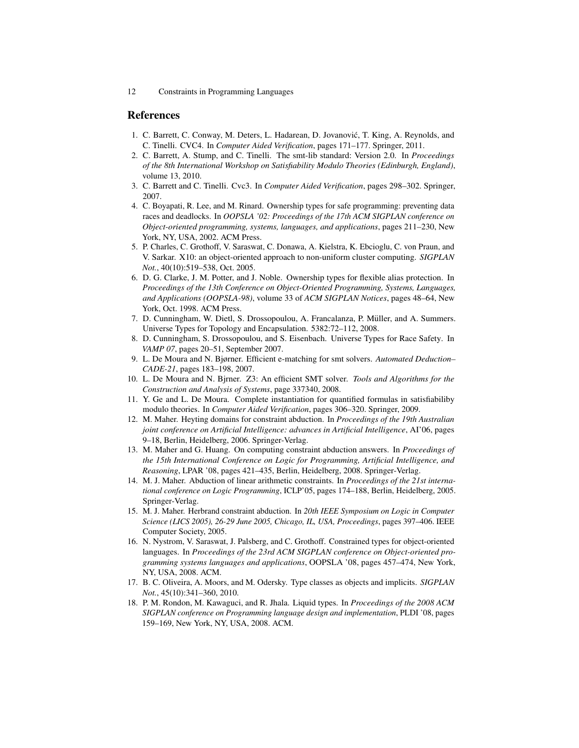## References

1. C. Barrett, C. Conway, M. Deters, L. Hadarean, D. Jovanović, T. King, A. Reynolds, and C. Tinelli. CVC4. In *Computer Aided Verification*, pages 171–177. Springer, 2011.
2. C. Barrett, A. Stump, and C. Tinelli. The smt-lib standard: Version 2.0. In *Proceedings of the 8th International Workshop on Satisfiability Modulo Theories (Edinburgh, England)*, volume 13, 2010.
3. C. Barrett and C. Tinelli. Cvc3. In *Computer Aided Verification*, pages 298–302. Springer, 2007.
4. C. Boyapati, R. Lee, and M. Rinard. Ownership types for safe programming: preventing data races and deadlocks. In *OOPSLA '02: Proceedings of the 17th ACM SIGPLAN conference on Object-oriented programming, systems, languages, and applications*, pages 211–230, New York, NY, USA, 2002. ACM Press.
5. P. Charles, C. Grothoff, V. Saraswat, C. Donawa, A. Kielstra, K. Ebcioglu, C. von Praun, and V. Sarkar. X10: an object-oriented approach to non-uniform cluster computing. *SIGPLAN Not.*, 40(10):519–538, Oct. 2005.
6. D. G. Clarke, J. M. Potter, and J. Noble. Ownership types for flexible alias protection. In *Proceedings of the 13th Conference on Object-Oriented Programming, Systems, Languages, and Applications (OOPSLA-98)*, volume 33 of *ACM SIGPLAN Notices*, pages 48–64, New York, Oct. 1998. ACM Press.
7. D. Cunningham, W. Dietl, S. Drossopoulou, A. Francalanza, P. Müller, and A. Summers. Universe Types for Topology and Encapsulation. 5382:72–112, 2008.
8. D. Cunningham, S. Drossopoulou, and S. Eisenbach. Universe Types for Race Safety. In *VAMP 07*, pages 20–51, September 2007.
9. L. De Moura and N. Bjørner. Efficient e-matching for smt solvers. *Automated Deduction–CADE-21*, pages 183–198, 2007.
10. L. De Moura and N. Bjrner. Z3: An efficient SMT solver. *Tools and Algorithms for the Construction and Analysis of Systems*, page 337340, 2008.
11. Y. Ge and L. De Moura. Complete instantiation for quantified formulas in satisfiabiliby modulo theories. In *Computer Aided Verification*, pages 306–320. Springer, 2009.
12. M. Maher. Heyting domains for constraint abduction. In *Proceedings of the 19th Australian joint conference on Artificial Intelligence: advances in Artificial Intelligence*, AI'06, pages 9–18, Berlin, Heidelberg, 2006. Springer-Verlag.
13. M. Maher and G. Huang. On computing constraint abduction answers. In *Proceedings of the 15th International Conference on Logic for Programming, Artificial Intelligence, and Reasoning*, LPAR '08, pages 421–435, Berlin, Heidelberg, 2008. Springer-Verlag.
14. M. J. Maher. Abduction of linear arithmetic constraints. In *Proceedings of the 21st international conference on Logic Programming*, ICLP'05, pages 174–188, Berlin, Heidelberg, 2005. Springer-Verlag.
15. M. J. Maher. Herbrand constraint abduction. In *20th IEEE Symposium on Logic in Computer Science (LICS 2005), 26-29 June 2005, Chicago, IL, USA, Proceedings*, pages 397–406. IEEE Computer Society, 2005.
16. N. Nystrom, V. Saraswat, J. Palsberg, and C. Grothoff. Constrained types for object-oriented languages. In *Proceedings of the 23rd ACM SIGPLAN conference on Object-oriented programming systems languages and applications*, OOPSLA '08, pages 457–474, New York, NY, USA, 2008. ACM.
17. B. C. Oliveira, A. Moors, and M. Odersky. Type classes as objects and implicits. *SIGPLAN Not.*, 45(10):341–360, 2010.
18. P. M. Rondon, M. Kawaguci, and R. Jhala. Liquid types. In *Proceedings of the 2008 ACM SIGPLAN conference on Programming language design and implementation*, PLDI '08, pages 159–169, New York, NY, USA, 2008. ACM.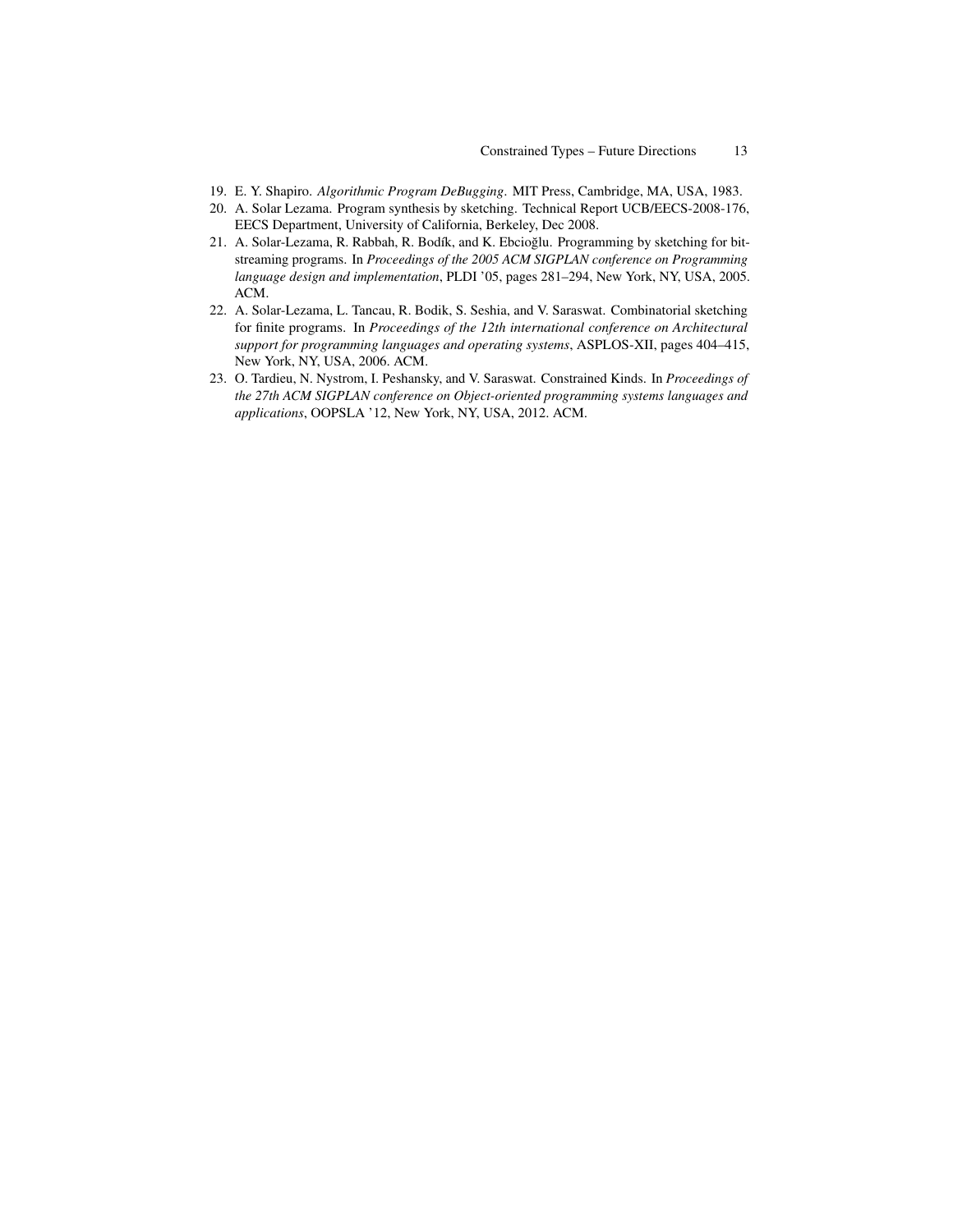19. E. Y. Shapiro. *Algorithmic Program DeBugging*. MIT Press, Cambridge, MA, USA, 1983.
20. A. Solar Lezama. Program synthesis by sketching. Technical Report UCB/EECS-2008-176, EECS Department, University of California, Berkeley, Dec 2008.
21. A. Solar-Lezama, R. Rabbah, R. Bodík, and K. Ebcioğlu. Programming by sketching for bit-streaming programs. In *Proceedings of the 2005 ACM SIGPLAN conference on Programming language design and implementation*, PLDI '05, pages 281–294, New York, NY, USA, 2005. ACM.
22. A. Solar-Lezama, L. Tancau, R. Bodik, S. Seshia, and V. Saraswat. Combinatorial sketching for finite programs. In *Proceedings of the 12th international conference on Architectural support for programming languages and operating systems*, ASPLOS-XII, pages 404–415, New York, NY, USA, 2006. ACM.
23. O. Tardieu, N. Nystrom, I. Peshansky, and V. Saraswat. Constrained Kinds. In *Proceedings of the 27th ACM SIGPLAN conference on Object-oriented programming systems languages and applications*, OOPSLA '12, New York, NY, USA, 2012. ACM.